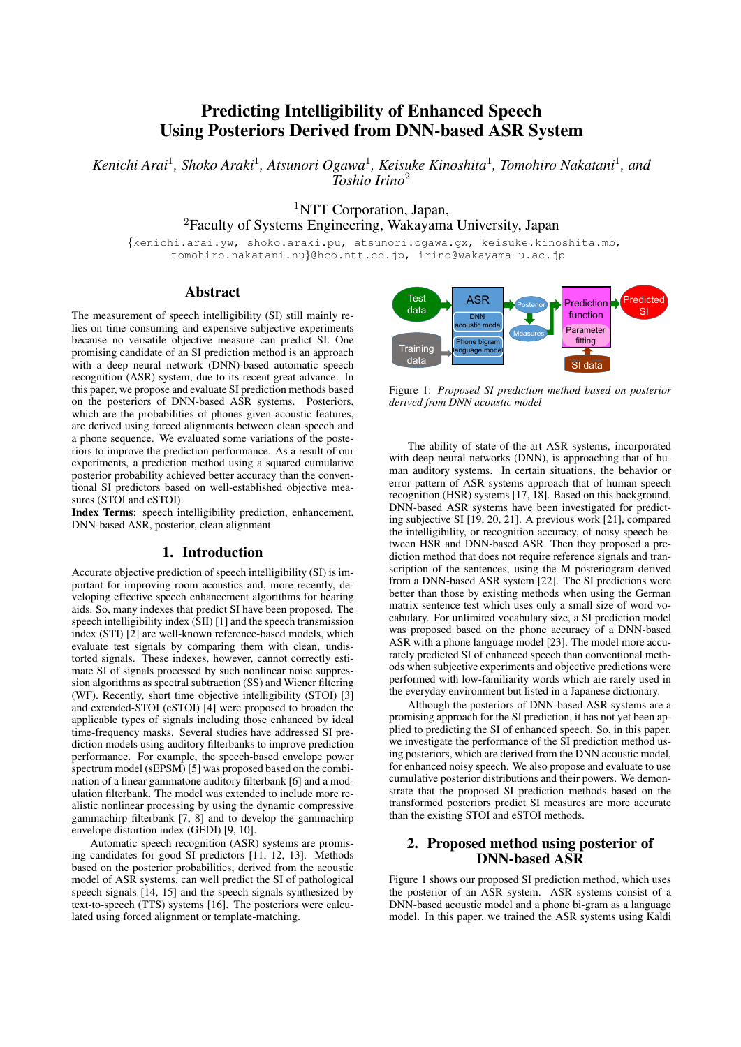# Predicting Intelligibility of Enhanced Speech Using Posteriors Derived from DNN-based ASR System

*Kenichi Arai*[1], *Shoko Araki*[1], *Atsunori Ogawa*[1], *Keisuke Kinoshita*[1], *Tomohiro Nakatani*[1], *and Toshio Irino*[2]

[1]NTT Corporation, Japan,
[2]Faculty of Systems Engineering, Wakayama University, Japan

{kenichi.arai.yw, shoko.araki.pu, atsunori.ogawa.gx, keisuke.kinoshita.mb, tomohiro.nakatani.nu}@hco.ntt.co.jp, irino@wakayama-u.ac.jp

## Abstract

The measurement of speech intelligibility (SI) still mainly relies on time-consuming and expensive subjective experiments because no versatile objective measure can predict SI. One promising candidate of an SI prediction method is an approach with a deep neural network (DNN)-based automatic speech recognition (ASR) system, due to its recent great advance. In this paper, we propose and evaluate SI prediction methods based on the posteriors of DNN-based ASR systems. Posteriors, which are the probabilities of phones given acoustic features, are derived using forced alignments between clean speech and a phone sequence. We evaluated some variations of the posteriors to improve the prediction performance. As a result of our experiments, a prediction method using a squared cumulative posterior probability achieved better accuracy than the conventional SI predictors based on well-established objective measures (STOI and eSTOI).

**Index Terms**: speech intelligibility prediction, enhancement, DNN-based ASR, posterior, clean alignment

## 1. Introduction

Accurate objective prediction of speech intelligibility (SI) is important for improving room acoustics and, more recently, developing effective speech enhancement algorithms for hearing aids. So, many indexes that predict SI have been proposed. The speech intelligibility index (SII) [1] and the speech transmission index (STI) [2] are well-known reference-based models, which evaluate test signals by comparing them with clean, undistorted signals. These indexes, however, cannot correctly estimate SI of signals processed by such nonlinear noise suppression algorithms as spectral subtraction (SS) and Wiener filtering (WF). Recently, short time objective intelligibility (STOI) [3] and extended-STOI (eSTOI) [4] were proposed to broaden the applicable types of signals including those enhanced by ideal time-frequency masks. Several studies have addressed SI prediction models using auditory filterbanks to improve prediction performance. For example, the speech-based envelope power spectrum model (sEPSM) [5] was proposed based on the combination of a linear gammatone auditory filterbank [6] and a modulation filterbank. The model was extended to include more realistic nonlinear processing by using the dynamic compressive gammachirp filterbank [7, 8] and to develop the gammachirp envelope distortion index (GEDI) [9, 10].

Automatic speech recognition (ASR) systems are promising candidates for good SI predictors [11, 12, 13]. Methods based on the posterior probabilities, derived from the acoustic model of ASR systems, can well predict the SI of pathological speech signals [14, 15] and the speech signals synthesized by text-to-speech (TTS) systems [16]. The posteriors were calculated using forced alignment or template-matching.

Figure 1: *Proposed SI prediction method based on posterior derived from DNN acoustic model*

The ability of state-of-the-art ASR systems, incorporated with deep neural networks (DNN), is approaching that of human auditory systems. In certain situations, the behavior or error pattern of ASR systems approach that of human speech recognition (HSR) systems [17, 18]. Based on this background, DNN-based ASR systems have been investigated for predicting subjective SI [19, 20, 21]. A previous work [21], compared the intelligibility, or recognition accuracy, of noisy speech between HSR and DNN-based ASR. Then they proposed a prediction method that does not require reference signals and transcription of the sentences, using the M posteriogram derived from a DNN-based ASR system [22]. The SI predictions were better than those by existing methods when using the German matrix sentence test which uses only a small size of word vocabulary. For unlimited vocabulary size, a SI prediction model was proposed based on the phone accuracy of a DNN-based ASR with a phone language model [23]. The model more accurately predicted SI of enhanced speech than conventional methods when subjective experiments and objective predictions were performed with low-familiarity words which are rarely used in the everyday environment but listed in a Japanese dictionary.

Although the posteriors of DNN-based ASR systems are a promising approach for the SI prediction, it has not yet been applied to predicting the SI of enhanced speech. So, in this paper, we investigate the performance of the SI prediction method using posteriors, which are derived from the DNN acoustic model, for enhanced noisy speech. We also propose and evaluate to use cumulative posterior distributions and their powers. We demonstrate that the proposed SI prediction methods based on the transformed posteriors predict SI measures are more accurate than the existing STOI and eSTOI methods.

## 2. Proposed method using posterior of DNN-based ASR

Figure 1 shows our proposed SI prediction method, which uses the posterior of an ASR system. ASR systems consist of a DNN-based acoustic model and a phone bi-gram as a language model. In this paper, we trained the ASR systems using Kaldi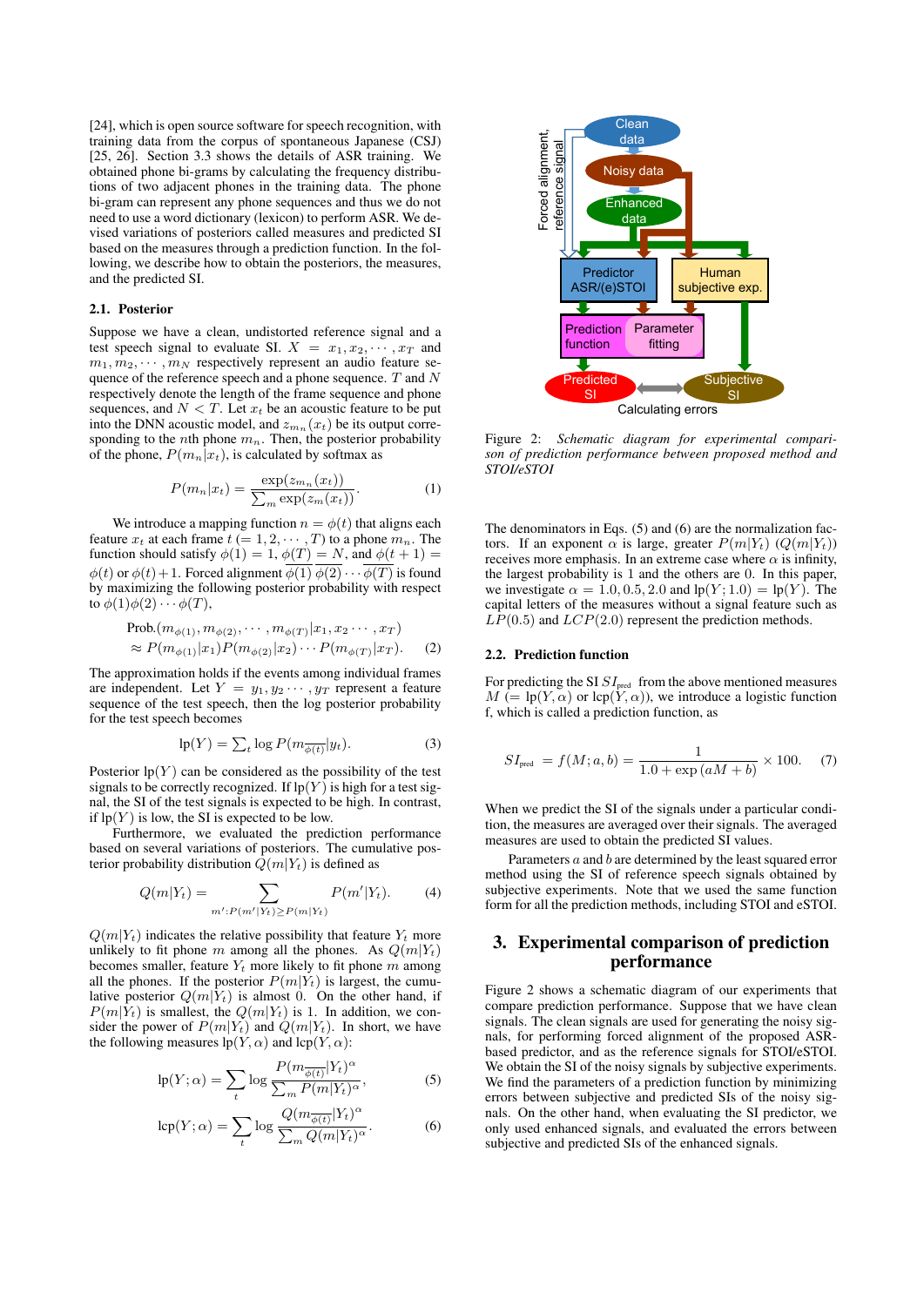[24], which is open source software for speech recognition, with training data from the corpus of spontaneous Japanese (CSJ) [25, 26]. Section 3.3 shows the details of ASR training. We obtained phone bi-grams by calculating the frequency distributions of two adjacent phones in the training data. The phone bi-gram can represent any phone sequences and thus we do not need to use a word dictionary (lexicon) to perform ASR. We devised variations of posteriors called measures and predicted SI based on the measures through a prediction function. In the following, we describe how to obtain the posteriors, the measures, and the predicted SI.

### 2.1. Posterior

Suppose we have a clean, undistorted reference signal and a test speech signal to evaluate SI. $X = x_1, x_2, \cdots, x_T$ and $m_1, m_2, \cdots, m_N$ respectively represent an audio feature sequence of the reference speech and a phone sequence. $T$ and $N$ respectively denote the length of the frame sequence and phone sequences, and $N < T$. Let $x_t$ be an acoustic feature to be put into the DNN acoustic model, and $z_{m_n}(x_t)$ be its output corresponding to the $n$th phone $m_n$. Then, the posterior probability of the phone, $P(m_n|x_t)$, is calculated by softmax as

$$P(m_n|x_t) = \frac{\exp(z_{m_n}(x_t))}{\sum_m \exp(z_m(x_t))}. \quad (1)$$

We introduce a mapping function $n = \phi(t)$ that aligns each feature $x_t$ at each frame $t$ $(= 1, 2, \cdots, T)$ to a phone $m_n$. The function should satisfy $\phi(1) = 1$, $\phi(T) = N$, and $\phi(t+1) = \phi(t)$ or $\phi(t)+1$. Forced alignment $\overline{\phi(1)}\,\overline{\phi(2)}\cdots\overline{\phi(T)}$ is found by maximizing the following posterior probability with respect to $\phi(1)\phi(2)\cdots\phi(T)$,

$$\begin{aligned}&\text{Prob.}(m_{\phi(1)}, m_{\phi(2)}, \cdots, m_{\phi(T)}|x_1, x_2 \cdots, x_T)\\ &\approx P(m_{\phi(1)}|x_1)P(m_{\phi(2)}|x_2)\cdots P(m_{\phi(T)}|x_T). \quad (2)\end{aligned}$$

The approximation holds if the events among individual frames are independent. Let $Y = y_1, y_2 \cdots, y_T$ represent a feature sequence of the test speech, then the log posterior probability for the test speech becomes

$$\text{lp}(Y) = \textstyle\sum_t \log P(m_{\overline{\phi(t)}}|y_t). \quad (3)$$

Posterior $\text{lp}(Y)$ can be considered as the possibility of the test signals to be correctly recognized. If $\text{lp}(Y)$ is high for a test signal, the SI of the test signals is expected to be high. In contrast, if $\text{lp}(Y)$ is low, the SI is expected to be low.

Furthermore, we evaluated the prediction performance based on several variations of posteriors. The cumulative posterior probability distribution $Q(m|Y_t)$ is defined as

$$Q(m|Y_t) = \sum_{m': P(m'|Y_t) \geq P(m|Y_t)} P(m'|Y_t). \quad (4)$$

$Q(m|Y_t)$ indicates the relative possibility that feature $Y_t$ more unlikely to fit phone $m$ among all the phones. As $Q(m|Y_t)$ becomes smaller, feature $Y_t$ more likely to fit phone $m$ among all the phones. If the posterior $P(m|Y_t)$ is largest, the cumulative posterior $Q(m|Y_t)$ is almost 0. On the other hand, if $P(m|Y_t)$ is smallest, the $Q(m|Y_t)$ is 1. In addition, we consider the power of $P(m|Y_t)$ and $Q(m|Y_t)$. In short, we have the following measures $\text{lp}(Y, \alpha)$ and $\text{lcp}(Y, \alpha)$:

$$\text{lp}(Y; \alpha) = \sum_t \log \frac{P(m_{\overline{\phi(t)}}|Y_t)^\alpha}{\sum_m P(m|Y_t)^\alpha}, \quad (5)$$

$$\text{lcp}(Y; \alpha) = \sum_t \log \frac{Q(m_{\overline{\phi(t)}}|Y_t)^\alpha}{\sum_m Q(m|Y_t)^\alpha}. \quad (6)$$

Figure 2: *Schematic diagram for experimental comparison of prediction performance between proposed method and STOI/eSTOI*

The denominators in Eqs. (5) and (6) are the normalization factors. If an exponent $\alpha$ is large, greater $P(m|Y_t)$ ($Q(m|Y_t)$) receives more emphasis. In an extreme case where $\alpha$ is infinity, the largest probability is 1 and the others are 0. In this paper, we investigate $\alpha = 1.0, 0.5, 2.0$ and $\text{lp}(Y; 1.0) = \text{lp}(Y)$. The capital letters of the measures without a signal feature such as $LP(0.5)$ and $LCP(2.0)$ represent the prediction methods.

### 2.2. Prediction function

For predicting the SI $SI_{\text{pred}}$ from the above mentioned measures $M$ $(= \text{lp}(Y, \alpha)$ or $\text{lcp}(Y, \alpha))$, we introduce a logistic function f, which is called a prediction function, as

$$SI_{\text{pred}} = f(M; a, b) = \frac{1}{1.0 + \exp(aM + b)} \times 100. \quad (7)$$

When we predict the SI of the signals under a particular condition, the measures are averaged over their signals. The averaged measures are used to obtain the predicted SI values.

Parameters $a$ and $b$ are determined by the least squared error method using the SI of reference speech signals obtained by subjective experiments. Note that we used the same function form for all the prediction methods, including STOI and eSTOI.

## 3. Experimental comparison of prediction performance

Figure 2 shows a schematic diagram of our experiments that compare prediction performance. Suppose that we have clean signals. The clean signals are used for generating the noisy signals, for performing forced alignment of the proposed ASR-based predictor, and as the reference signals for STOI/eSTOI. We obtain the SI of the noisy signals by subjective experiments. We find the parameters of a prediction function by minimizing errors between subjective and predicted SIs of the noisy signals. On the other hand, when evaluating the SI predictor, we only used enhanced signals, and evaluated the errors between subjective and predicted SIs of the enhanced signals.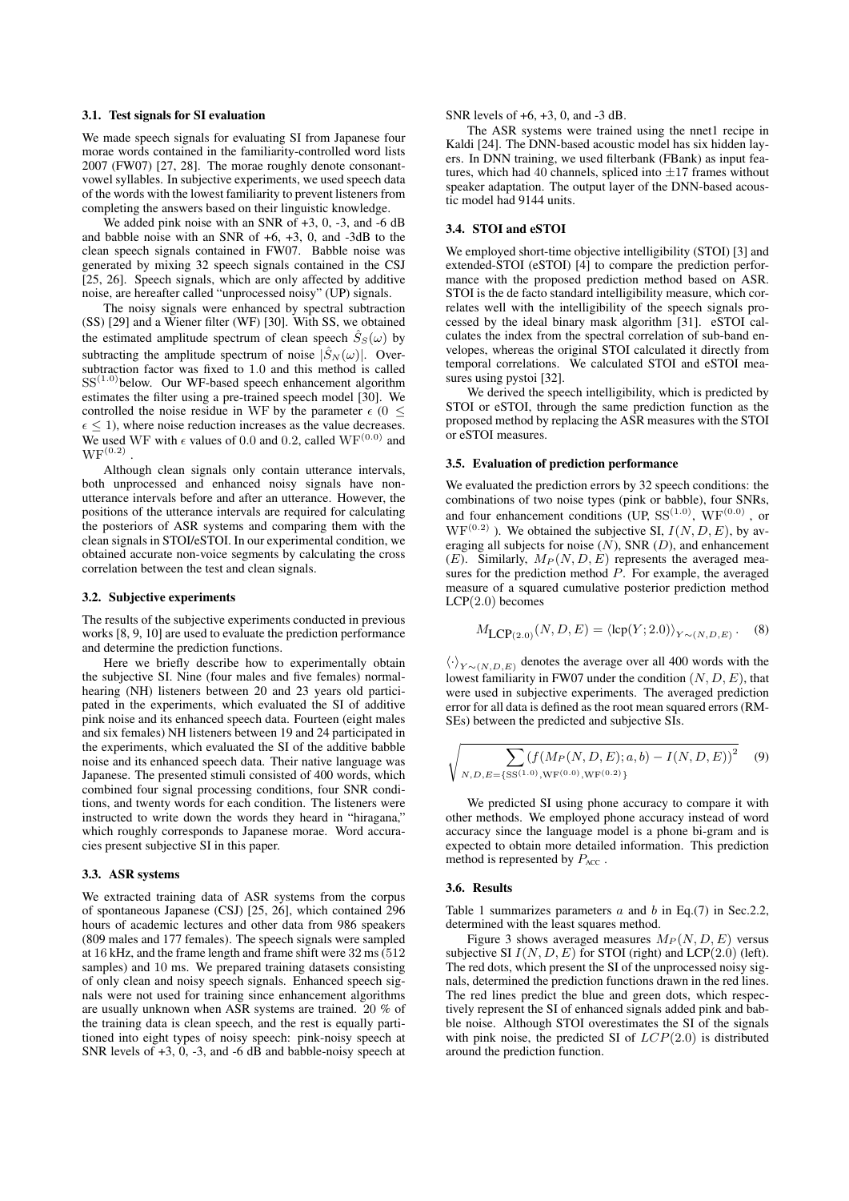### 3.1. Test signals for SI evaluation

We made speech signals for evaluating SI from Japanese four morae words contained in the familiarity-controlled word lists 2007 (FW07) [27, 28]. The morae roughly denote consonant-vowel syllables. In subjective experiments, we used speech data of the words with the lowest familiarity to prevent listeners from completing the answers based on their linguistic knowledge.

We added pink noise with an SNR of +3, 0, -3, and -6 dB and babble noise with an SNR of +6, +3, 0, and -3dB to the clean speech signals contained in FW07. Babble noise was generated by mixing 32 speech signals contained in the CSJ [25, 26]. Speech signals, which are only affected by additive noise, are hereafter called "unprocessed noisy" (UP) signals.

The noisy signals were enhanced by spectral subtraction (SS) [29] and a Wiener filter (WF) [30]. With SS, we obtained the estimated amplitude spectrum of clean speech $\hat{S}_S(\omega)$ by subtracting the amplitude spectrum of noise $|\hat{S}_N(\omega)|$. Over-subtraction factor was fixed to 1.0 and this method is called $\mathrm{SS}^{(1.0)}$below. Our WF-based speech enhancement algorithm estimates the filter using a pre-trained speech model [30]. We controlled the noise residue in WF by the parameter $\epsilon$ ($0 \leq \epsilon \leq 1$), where noise reduction increases as the value decreases. We used WF with $\epsilon$ values of 0.0 and 0.2, called $\mathrm{WF}^{(0.0)}$ and $\mathrm{WF}^{(0.2)}$ .

Although clean signals only contain utterance intervals, both unprocessed and enhanced noisy signals have non-utterance intervals before and after an utterance. However, the positions of the utterance intervals are required for calculating the posteriors of ASR systems and comparing them with the clean signals in STOI/eSTOI. In our experimental condition, we obtained accurate non-voice segments by calculating the cross correlation between the test and clean signals.

### 3.2. Subjective experiments

The results of the subjective experiments conducted in previous works [8, 9, 10] are used to evaluate the prediction performance and determine the prediction functions.

Here we briefly describe how to experimentally obtain the subjective SI. Nine (four males and five females) normal-hearing (NH) listeners between 20 and 23 years old participated in the experiments, which evaluated the SI of additive pink noise and its enhanced speech data. Fourteen (eight males and six females) NH listeners between 19 and 24 participated in the experiments, which evaluated the SI of the additive babble noise and its enhanced speech data. Their native language was Japanese. The presented stimuli consisted of 400 words, which combined four signal processing conditions, four SNR conditions, and twenty words for each condition. The listeners were instructed to write down the words they heard in "hiragana," which roughly corresponds to Japanese morae. Word accuracies present subjective SI in this paper.

### 3.3. ASR systems

We extracted training data of ASR systems from the corpus of spontaneous Japanese (CSJ) [25, 26], which contained 296 hours of academic lectures and other data from 986 speakers (809 males and 177 females). The speech signals were sampled at 16 kHz, and the frame length and frame shift were 32 ms (512 samples) and 10 ms. We prepared training datasets consisting of only clean and noisy speech signals. Enhanced speech signals were not used for training since enhancement algorithms are usually unknown when ASR systems are trained. 20 % of the training data is clean speech, and the rest is equally partitioned into eight types of noisy speech: pink-noisy speech at SNR levels of +3, 0, -3, and -6 dB and babble-noisy speech at SNR levels of +6, +3, 0, and -3 dB.

The ASR systems were trained using the nnet1 recipe in Kaldi [24]. The DNN-based acoustic model has six hidden layers. In DNN training, we used filterbank (FBank) as input features, which had 40 channels, spliced into $\pm 17$ frames without speaker adaptation. The output layer of the DNN-based acoustic model had 9144 units.

### 3.4. STOI and eSTOI

We employed short-time objective intelligibility (STOI) [3] and extended-STOI (eSTOI) [4] to compare the prediction performance with the proposed prediction method based on ASR. STOI is the de facto standard intelligibility measure, which correlates well with the intelligibility of the speech signals processed by the ideal binary mask algorithm [31]. eSTOI calculates the index from the spectral correlation of sub-band envelopes, whereas the original STOI calculated it directly from temporal correlations. We calculated STOI and eSTOI measures using pystoi [32].

We derived the speech intelligibility, which is predicted by STOI or eSTOI, through the same prediction function as the proposed method by replacing the ASR measures with the STOI or eSTOI measures.

### 3.5. Evaluation of prediction performance

We evaluated the prediction errors by 32 speech conditions: the combinations of two noise types (pink or babble), four SNRs, and four enhancement conditions (UP, $\mathrm{SS}^{(1.0)}$, $\mathrm{WF}^{(0.0)}$ , or $\mathrm{WF}^{(0.2)}$ ). We obtained the subjective SI, $I(N, D, E)$, by averaging all subjects for noise ($N$), SNR ($D$), and enhancement ($E$). Similarly, $M_P(N, D, E)$ represents the averaged measures for the prediction method $P$. For example, the averaged measure of a squared cumulative posterior prediction method LCP(2.0) becomes

$$M_{\mathrm{LCP}(2.0)}(N, D, E) = \langle \mathrm{lcp}(Y; 2.0) \rangle_{Y \sim (N,D,E)} . \quad (8)$$

$\langle \cdot \rangle_{Y \sim (N,D,E)}$ denotes the average over all 400 words with the lowest familiarity in FW07 under the condition $(N, D, E)$, that were used in subjective experiments. The averaged prediction error for all data is defined as the root mean squared errors (RMSEs) between the predicted and subjective SIs.

$$\sqrt{\sum_{N,D,E=\{\mathrm{SS}^{(1.0)},\mathrm{WF}^{(0.0)},\mathrm{WF}^{(0.2)}\}} \left(f(M_P(N, D, E); a, b) - I(N, D, E)\right)^2} \quad (9)$$

We predicted SI using phone accuracy to compare it with other methods. We employed phone accuracy instead of word accuracy since the language model is a phone bi-gram and is expected to obtain more detailed information. This prediction method is represented by $P_{\mathrm{ACC}}$ .

### 3.6. Results

Table 1 summarizes parameters $a$ and $b$ in Eq.(7) in Sec.2.2, determined with the least squares method.

Figure 3 shows averaged measures $M_P(N, D, E)$ versus subjective SI $I(N, D, E)$ for STOI (right) and LCP(2.0) (left). The red dots, which present the SI of the unprocessed noisy signals, determined the prediction functions drawn in the red lines. The red lines predict the blue and green dots, which respectively represent the SI of enhanced signals added pink and babble noise. Although STOI overestimates the SI of the signals with pink noise, the predicted SI of $LCP(2.0)$ is distributed around the prediction function.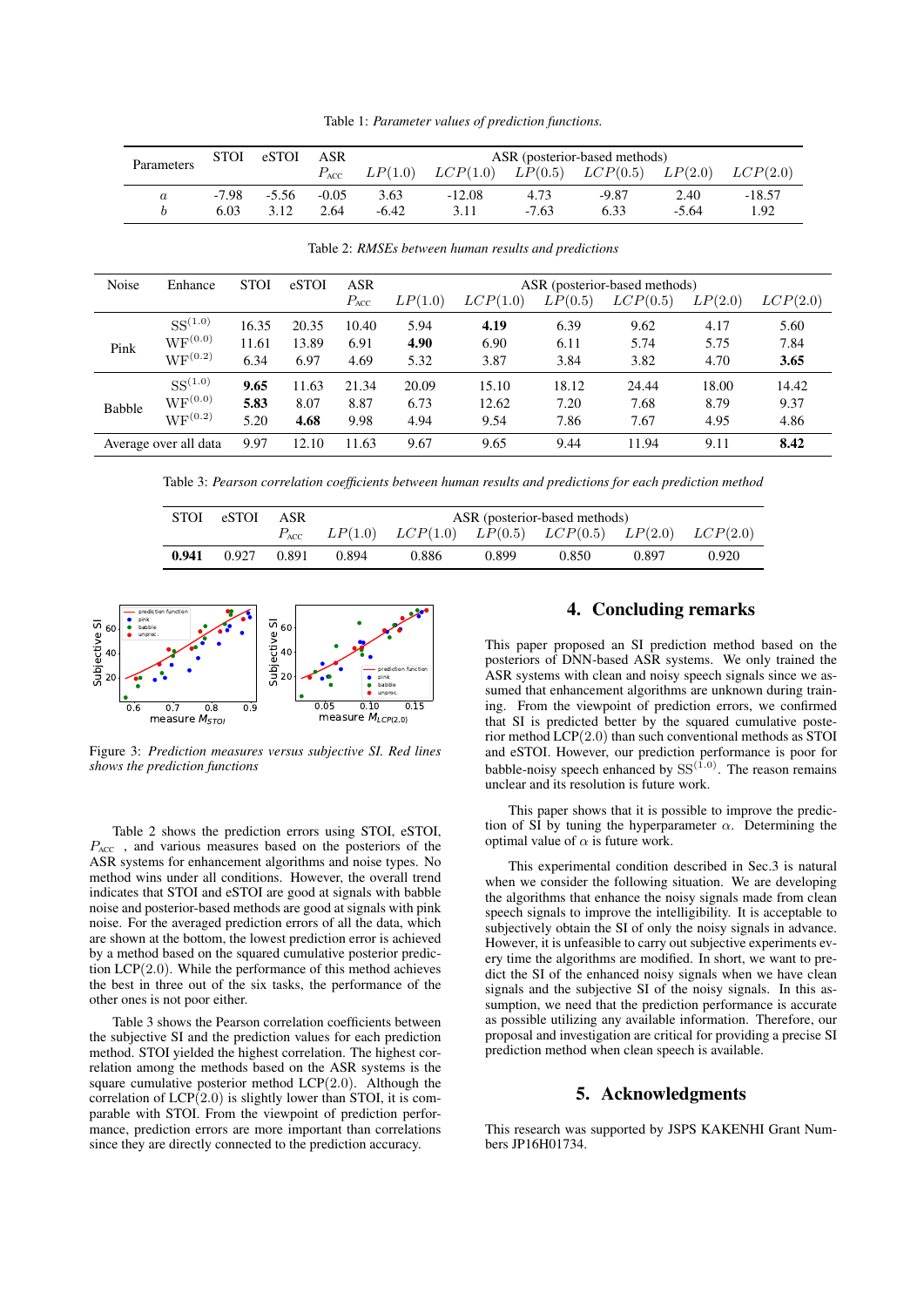Table 1: *Parameter values of prediction functions.*

| Parameters | STOI | eSTOI | ASR | ASR (posterior-based methods) | | | | | |
|---|---|---|---|---|---|---|---|---|---|
| | | | $P_{\text{ACC}}$ | $LP(1.0)$ | $LCP(1.0)$ | $LP(0.5)$ | $LCP(0.5)$ | $LP(2.0)$ | $LCP(2.0)$ |
| $a$ | -7.98 | -5.56 | -0.05 | 3.63 | -12.08 | 4.73 | -9.87 | 2.40 | -18.57 |
| $b$ | 6.03 | 3.12 | 2.64 | -6.42 | 3.11 | -7.63 | 6.33 | -5.64 | 1.92 |

Table 2: *RMSEs between human results and predictions*

| Noise | Enhance | STOI | eSTOI | ASR | ASR (posterior-based methods) | | | | | |
|---|---|---|---|---|---|---|---|---|---|---|
| | | | | $P_{\text{ACC}}$ | $LP(1.0)$ | $LCP(1.0)$ | $LP(0.5)$ | $LCP(0.5)$ | $LP(2.0)$ | $LCP(2.0)$ |
| Pink | $\text{SS}^{(1.0)}$ | 16.35 | 20.35 | 10.40 | 5.94 | **4.19** | 6.39 | 9.62 | 4.17 | 5.60 |
| | $\text{WF}^{(0.0)}$ | 11.61 | 13.89 | 6.91 | **4.90** | 6.90 | 6.11 | 5.74 | 5.75 | 7.84 |
| | $\text{WF}^{(0.2)}$ | 6.34 | 6.97 | 4.69 | 5.32 | 3.87 | 3.84 | 3.82 | 4.70 | **3.65** |
| Babble | $\text{SS}^{(1.0)}$ | **9.65** | 11.63 | 21.34 | 20.09 | 15.10 | 18.12 | 24.44 | 18.00 | 14.42 |
| | $\text{WF}^{(0.0)}$ | **5.83** | 8.07 | 8.87 | 6.73 | 12.62 | 7.20 | 7.68 | 8.79 | 9.37 |
| | $\text{WF}^{(0.2)}$ | 5.20 | **4.68** | 9.98 | 4.94 | 9.54 | 7.86 | 7.67 | 4.95 | 4.86 |
| Average over all data | | 9.97 | 12.10 | 11.63 | 9.67 | 9.65 | 9.44 | 11.94 | 9.11 | **8.42** |

Table 3: *Pearson correlation coefficients between human results and predictions for each prediction method*

| STOI | eSTOI | ASR | ASR (posterior-based methods) | | | | | |
|---|---|---|---|---|---|---|---|---|
| | | $P_{\text{ACC}}$ | $LP(1.0)$ | $LCP(1.0)$ | $LP(0.5)$ | $LCP(0.5)$ | $LP(2.0)$ | $LCP(2.0)$ |
| **0.941** | 0.927 | 0.891 | 0.894 | 0.886 | 0.899 | 0.850 | 0.897 | 0.920 |

Figure 3: *Prediction measures versus subjective SI. Red lines shows the prediction functions*

Table 2 shows the prediction errors using STOI, eSTOI, $P_{\text{ACC}}$, and various measures based on the posteriors of the ASR systems for enhancement algorithms and noise types. No method wins under all conditions. However, the overall trend indicates that STOI and eSTOI are good at signals with babble noise and posterior-based methods are good at signals with pink noise. For the averaged prediction errors of all the data, which are shown at the bottom, the lowest prediction error is achieved by a method based on the squared cumulative posterior prediction LCP$(2.0)$. While the performance of this method achieves the best in three out of the six tasks, the performance of the other ones is not poor either.

Table 3 shows the Pearson correlation coefficients between the subjective SI and the prediction values for each prediction method. STOI yielded the highest correlation. The highest correlation among the methods based on the ASR systems is the square cumulative posterior method LCP$(2.0)$. Although the correlation of LCP$(2.0)$ is slightly lower than STOI, it is comparable with STOI. From the viewpoint of prediction performance, prediction errors are more important than correlations since they are directly connected to the prediction accuracy.

## 4. Concluding remarks

This paper proposed an SI prediction method based on the posteriors of DNN-based ASR systems. We only trained the ASR systems with clean and noisy speech signals since we assumed that enhancement algorithms are unknown during training. From the viewpoint of prediction errors, we confirmed that SI is predicted better by the squared cumulative posterior method LCP$(2.0)$ than such conventional methods as STOI and eSTOI. However, our prediction performance is poor for babble-noisy speech enhanced by $\text{SS}^{(1.0)}$. The reason remains unclear and its resolution is future work.

This paper shows that it is possible to improve the prediction of SI by tuning the hyperparameter $\alpha$. Determining the optimal value of $\alpha$ is future work.

This experimental condition described in Sec.3 is natural when we consider the following situation. We are developing the algorithms that enhance the noisy signals made from clean speech signals to improve the intelligibility. It is acceptable to subjectively obtain the SI of only the noisy signals in advance. However, it is unfeasible to carry out subjective experiments every time the algorithms are modified. In short, we want to predict the SI of the enhanced noisy signals when we have clean signals and the subjective SI of the noisy signals. In this assumption, we need that the prediction performance is accurate as possible utilizing any available information. Therefore, our proposal and investigation are critical for providing a precise SI prediction method when clean speech is available.

## 5. Acknowledgments

This research was supported by JSPS KAKENHI Grant Numbers JP16H01734.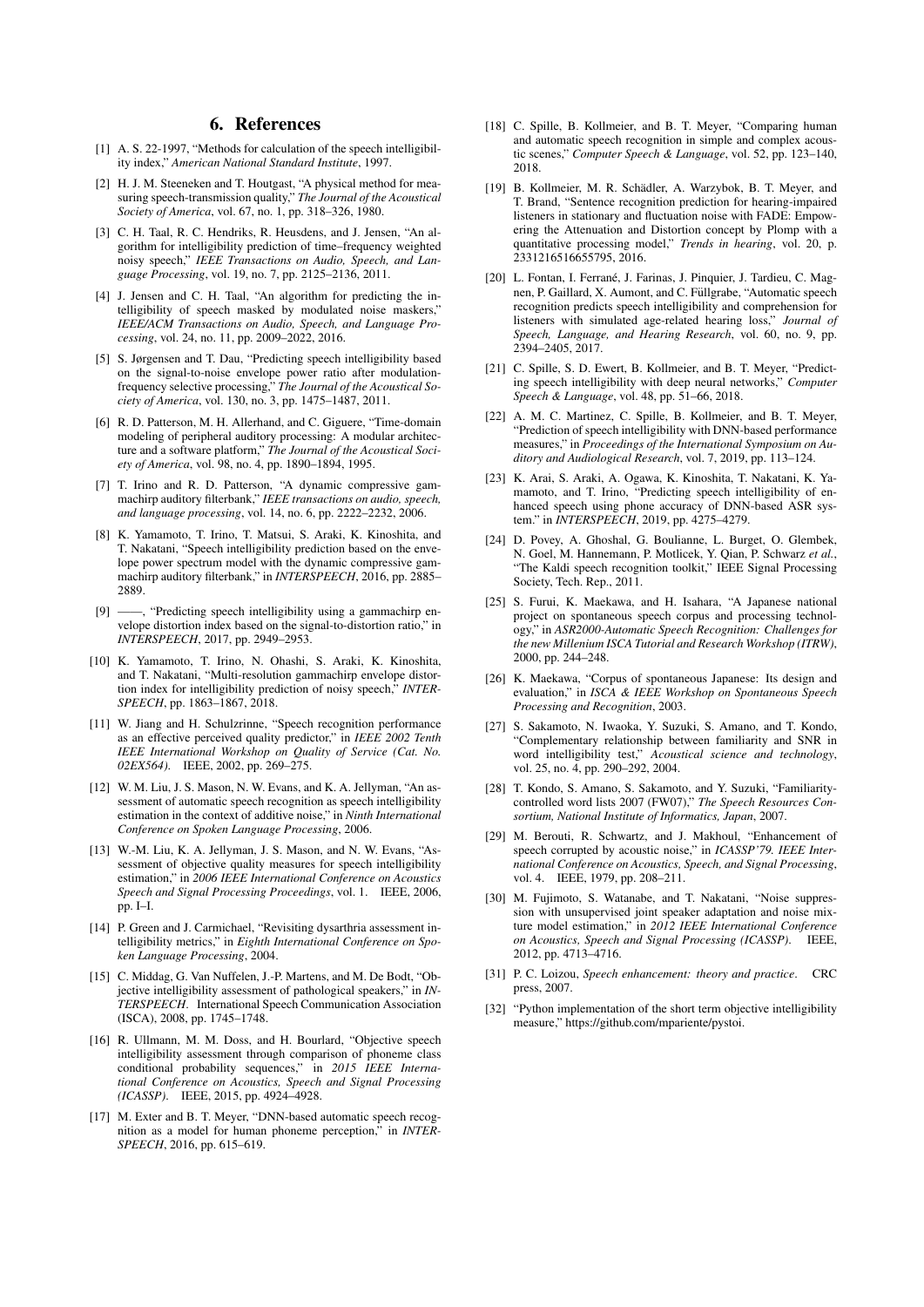## 6. References

[1] A. S. 22-1997, "Methods for calculation of the speech intelligibility index," *American National Standard Institute*, 1997.

[2] H. J. M. Steeneken and T. Houtgast, "A physical method for measuring speech-transmission quality," *The Journal of the Acoustical Society of America*, vol. 67, no. 1, pp. 318–326, 1980.

[3] C. H. Taal, R. C. Hendriks, R. Heusdens, and J. Jensen, "An algorithm for intelligibility prediction of time–frequency weighted noisy speech," *IEEE Transactions on Audio, Speech, and Language Processing*, vol. 19, no. 7, pp. 2125–2136, 2011.

[4] J. Jensen and C. H. Taal, "An algorithm for predicting the intelligibility of speech masked by modulated noise maskers," *IEEE/ACM Transactions on Audio, Speech, and Language Processing*, vol. 24, no. 11, pp. 2009–2022, 2016.

[5] S. Jørgensen and T. Dau, "Predicting speech intelligibility based on the signal-to-noise envelope power ratio after modulation-frequency selective processing," *The Journal of the Acoustical Society of America*, vol. 130, no. 3, pp. 1475–1487, 2011.

[6] R. D. Patterson, M. H. Allerhand, and C. Giguere, "Time-domain modeling of peripheral auditory processing: A modular architecture and a software platform," *The Journal of the Acoustical Society of America*, vol. 98, no. 4, pp. 1890–1894, 1995.

[7] T. Irino and R. D. Patterson, "A dynamic compressive gammachirp auditory filterbank," *IEEE transactions on audio, speech, and language processing*, vol. 14, no. 6, pp. 2222–2232, 2006.

[8] K. Yamamoto, T. Irino, T. Matsui, S. Araki, K. Kinoshita, and T. Nakatani, "Speech intelligibility prediction based on the envelope power spectrum model with the dynamic compressive gammachirp auditory filterbank," in *INTERSPEECH*, 2016, pp. 2885–2889.

[9] ——, "Predicting speech intelligibility using a gammachirp envelope distortion index based on the signal-to-distortion ratio," in *INTERSPEECH*, 2017, pp. 2949–2953.

[10] K. Yamamoto, T. Irino, N. Ohashi, S. Araki, K. Kinoshita, and T. Nakatani, "Multi-resolution gammachirp envelope distortion index for intelligibility prediction of noisy speech," *INTERSPEECH*, pp. 1863–1867, 2018.

[11] W. Jiang and H. Schulzrinne, "Speech recognition performance as an effective perceived quality predictor," in *IEEE 2002 Tenth IEEE International Workshop on Quality of Service (Cat. No. 02EX564)*. IEEE, 2002, pp. 269–275.

[12] W. M. Liu, J. S. Mason, N. W. Evans, and K. A. Jellyman, "An assessment of automatic speech recognition as speech intelligibility estimation in the context of additive noise," in *Ninth International Conference on Spoken Language Processing*, 2006.

[13] W.-M. Liu, K. A. Jellyman, J. S. Mason, and N. W. Evans, "Assessment of objective quality measures for speech intelligibility estimation," in *2006 IEEE International Conference on Acoustics Speech and Signal Processing Proceedings*, vol. 1. IEEE, 2006, pp. I–I.

[14] P. Green and J. Carmichael, "Revisiting dysarthria assessment intelligibility metrics," in *Eighth International Conference on Spoken Language Processing*, 2004.

[15] C. Middag, G. Van Nuffelen, J.-P. Martens, and M. De Bodt, "Objective intelligibility assessment of pathological speakers," in *INTERSPEECH*. International Speech Communication Association (ISCA), 2008, pp. 1745–1748.

[16] R. Ullmann, M. M. Doss, and H. Bourlard, "Objective speech intelligibility assessment through comparison of phoneme class conditional probability sequences," in *2015 IEEE International Conference on Acoustics, Speech and Signal Processing (ICASSP)*. IEEE, 2015, pp. 4924–4928.

[17] M. Exter and B. T. Meyer, "DNN-based automatic speech recognition as a model for human phoneme perception," in *INTERSPEECH*, 2016, pp. 615–619.

[18] C. Spille, B. Kollmeier, and B. T. Meyer, "Comparing human and automatic speech recognition in simple and complex acoustic scenes," *Computer Speech & Language*, vol. 52, pp. 123–140, 2018.

[19] B. Kollmeier, M. R. Schädler, A. Warzybok, B. T. Meyer, and T. Brand, "Sentence recognition prediction for hearing-impaired listeners in stationary and fluctuation noise with FADE: Empowering the Attenuation and Distortion concept by Plomp with a quantitative processing model," *Trends in hearing*, vol. 20, p. 2331216516655795, 2016.

[20] L. Fontan, I. Ferrané, J. Farinas, J. Pinquier, J. Tardieu, C. Magnen, P. Gaillard, X. Aumont, and C. Füllgrabe, "Automatic speech recognition predicts speech intelligibility and comprehension for listeners with simulated age-related hearing loss," *Journal of Speech, Language, and Hearing Research*, vol. 60, no. 9, pp. 2394–2405, 2017.

[21] C. Spille, S. D. Ewert, B. Kollmeier, and B. T. Meyer, "Predicting speech intelligibility with deep neural networks," *Computer Speech & Language*, vol. 48, pp. 51–66, 2018.

[22] A. M. C. Martinez, C. Spille, B. Kollmeier, and B. T. Meyer, "Prediction of speech intelligibility with DNN-based performance measures," in *Proceedings of the International Symposium on Auditory and Audiological Research*, vol. 7, 2019, pp. 113–124.

[23] K. Arai, S. Araki, A. Ogawa, K. Kinoshita, T. Nakatani, K. Yamamoto, and T. Irino, "Predicting speech intelligibility of enhanced speech using phone accuracy of DNN-based ASR system." in *INTERSPEECH*, 2019, pp. 4275–4279.

[24] D. Povey, A. Ghoshal, G. Boulianne, L. Burget, O. Glembek, N. Goel, M. Hannemann, P. Motlicek, Y. Qian, P. Schwarz *et al.*, "The Kaldi speech recognition toolkit," IEEE Signal Processing Society, Tech. Rep., 2011.

[25] S. Furui, K. Maekawa, and H. Isahara, "A Japanese national project on spontaneous speech corpus and processing technology," in *ASR2000-Automatic Speech Recognition: Challenges for the new Millenium ISCA Tutorial and Research Workshop (ITRW)*, 2000, pp. 244–248.

[26] K. Maekawa, "Corpus of spontaneous Japanese: Its design and evaluation," in *ISCA & IEEE Workshop on Spontaneous Speech Processing and Recognition*, 2003.

[27] S. Sakamoto, N. Iwaoka, Y. Suzuki, S. Amano, and T. Kondo, "Complementary relationship between familiarity and SNR in word intelligibility test," *Acoustical science and technology*, vol. 25, no. 4, pp. 290–292, 2004.

[28] T. Kondo, S. Amano, S. Sakamoto, and Y. Suzuki, "Familiarity-controlled word lists 2007 (FW07)," *The Speech Resources Consortium, National Institute of Informatics, Japan*, 2007.

[29] M. Berouti, R. Schwartz, and J. Makhoul, "Enhancement of speech corrupted by acoustic noise," in *ICASSP'79. IEEE International Conference on Acoustics, Speech, and Signal Processing*, vol. 4. IEEE, 1979, pp. 208–211.

[30] M. Fujimoto, S. Watanabe, and T. Nakatani, "Noise suppression with unsupervised joint speaker adaptation and noise mixture model estimation," in *2012 IEEE International Conference on Acoustics, Speech and Signal Processing (ICASSP)*. IEEE, 2012, pp. 4713–4716.

[31] P. C. Loizou, *Speech enhancement: theory and practice*. CRC press, 2007.

[32] "Python implementation of the short term objective intelligibility measure," https://github.com/mpariente/pystoi.